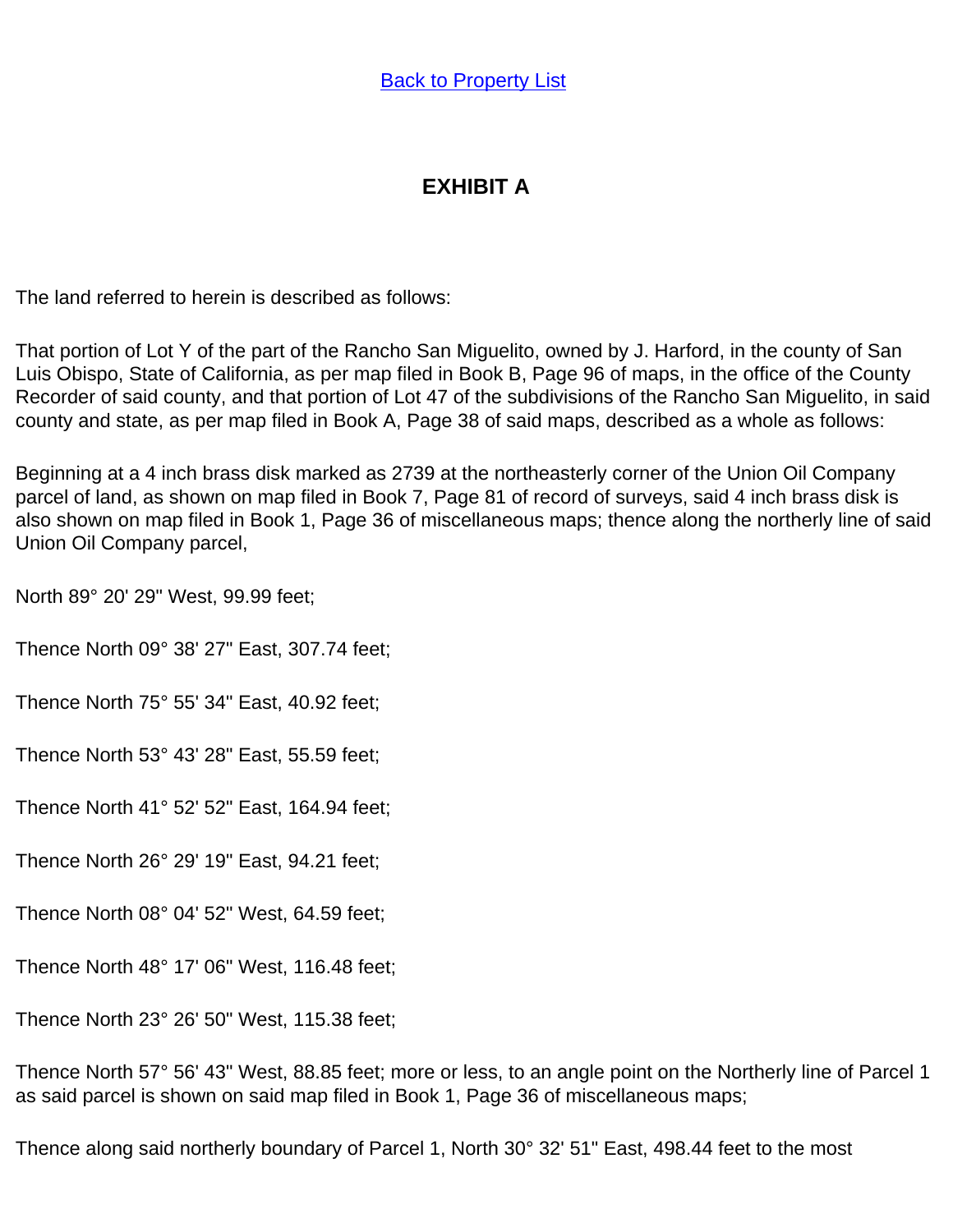[Back to Property List]

# EXHIBIT A

The land referred to herein is described as follows:

That portion of Lot Y of the part of the Rancho San Miguelito, owned by J. Harford, in the county of San Luis Obispo, State of California, as per map filed in Book B, Page 96 of maps, in the office of the County Recorder of said county, and that portion of Lot 47 of the subdivisions of the Rancho San Miguelito, in said county and state, as per map filed in Book A, Page 38 of said maps, described as a whole as follows:

Beginning at a 4 inch brass disk marked as 2739 at the northeasterly corner of the Union Oil Company parcel of land, as shown on map filed in Book 7, Page 81 of record of surveys, said 4 inch brass disk is also shown on map filed in Book 1, Page 36 of miscellaneous maps; thence along the northerly line of said Union Oil Company parcel,

North 89° 20' 29" West, 99.99 feet;

Thence North 09° 38' 27" East, 307.74 feet;

Thence North 75° 55' 34" East, 40.92 feet;

Thence North 53° 43' 28" East, 55.59 feet;

Thence North 41° 52' 52" East, 164.94 feet;

Thence North 26° 29' 19" East, 94.21 feet;

Thence North 08° 04' 52" West, 64.59 feet;

Thence North 48° 17' 06" West, 116.48 feet;

Thence North 23° 26' 50" West, 115.38 feet;

Thence North 57° 56' 43" West, 88.85 feet; more or less, to an angle point on the Northerly line of Parcel 1 as said parcel is shown on said map filed in Book 1, Page 36 of miscellaneous maps;

Thence along said northerly boundary of Parcel 1, North 30° 32' 51" East, 498.44 feet to the most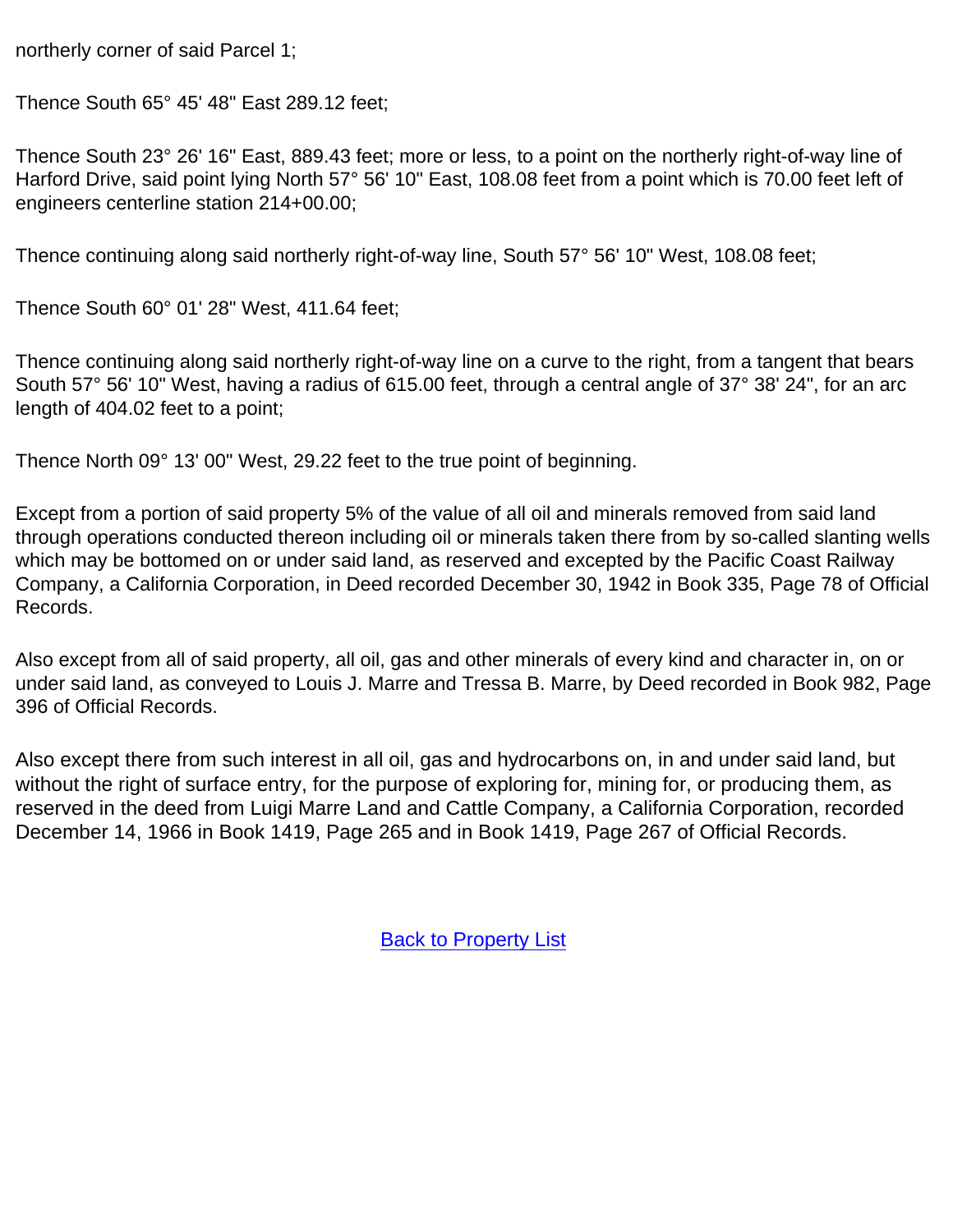northerly corner of said Parcel 1;

Thence South 65° 45' 48" East 289.12 feet;

Thence South 23° 26' 16" East, 889.43 feet; more or less, to a point on the northerly right-of-way line of Harford Drive, said point lying North 57° 56' 10" East, 108.08 feet from a point which is 70.00 feet left of engineers centerline station 214+00.00;

Thence continuing along said northerly right-of-way line, South 57° 56' 10" West, 108.08 feet;

Thence South 60° 01' 28" West, 411.64 feet;

Thence continuing along said northerly right-of-way line on a curve to the right, from a tangent that bears South 57° 56' 10" West, having a radius of 615.00 feet, through a central angle of 37° 38' 24", for an arc length of 404.02 feet to a point;

Thence North 09° 13' 00" West, 29.22 feet to the true point of beginning.

Except from a portion of said property 5% of the value of all oil and minerals removed from said land through operations conducted thereon including oil or minerals taken there from by so-called slanting wells which may be bottomed on or under said land, as reserved and excepted by the Pacific Coast Railway Company, a California Corporation, in Deed recorded December 30, 1942 in Book 335, Page 78 of Official Records.

Also except from all of said property, all oil, gas and other minerals of every kind and character in, on or under said land, as conveyed to Louis J. Marre and Tressa B. Marre, by Deed recorded in Book 982, Page 396 of Official Records.

Also except there from such interest in all oil, gas and hydrocarbons on, in and under said land, but without the right of surface entry, for the purpose of exploring for, mining for, or producing them, as reserved in the deed from Luigi Marre Land and Cattle Company, a California Corporation, recorded December 14, 1966 in Book 1419, Page 265 and in Book 1419, Page 267 of Official Records.

Back to Property List